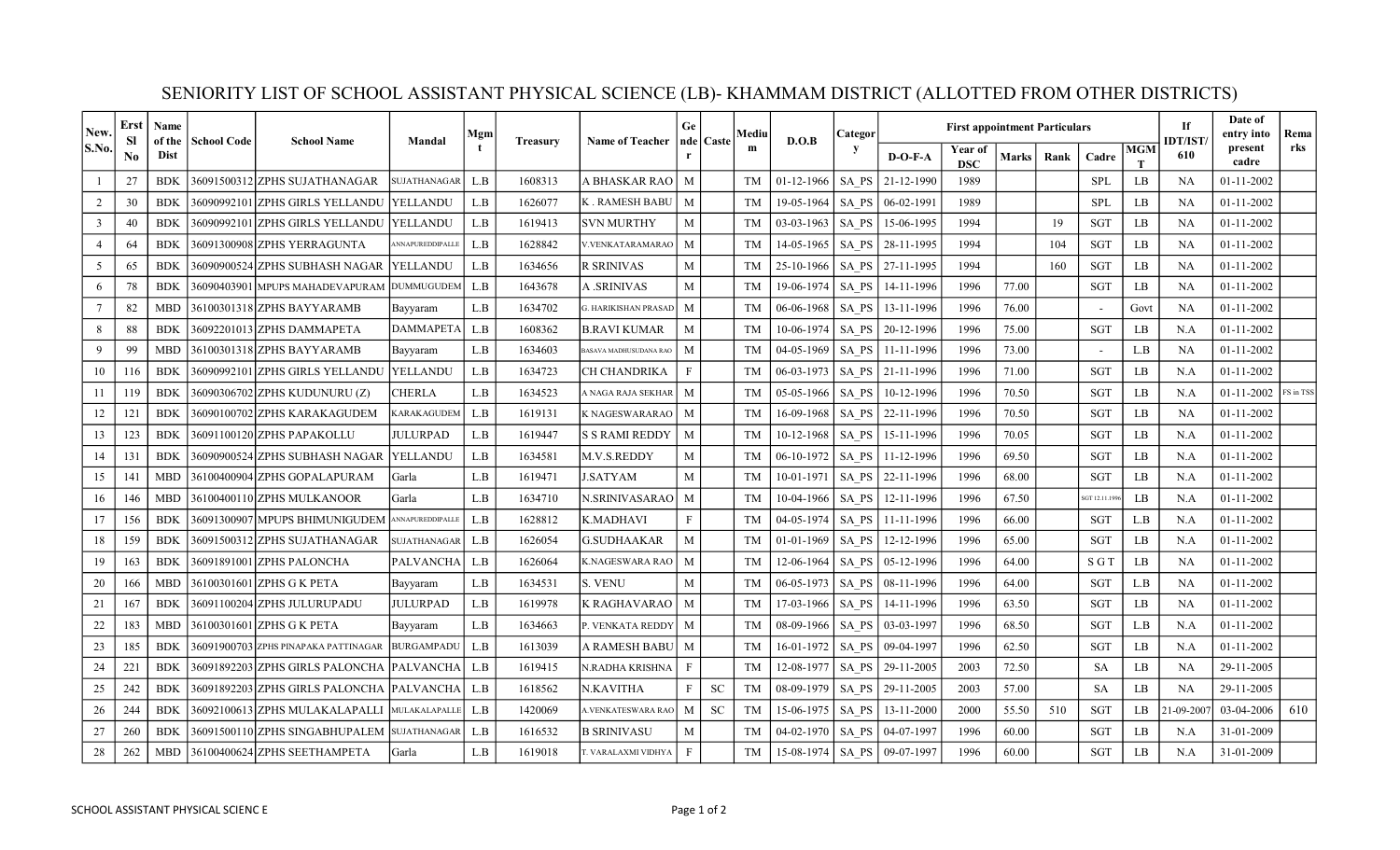# SENIORITY LIST OF SCHOOL ASSISTANT PHYSICAL SCIENCE (LB)- KHAMMAM DISTRICT (ALLOTTED FROM OTHER DISTRICTS)

| New. S.No. | Erst Sl No | Name of the Dist | School Code | School Name | Mandal | Mgmt | Treasury | Name of Teacher | Gender | Caste | Medium | D.O.B | Category | First appointment Particulars | | | | | | If IDT/IST/ 610 | Date of entry into present cadre | Remarks |
|---|---|---|---|---|---|---|---|---|---|---|---|---|---|---|---|---|---|---|---|---|---|---|
| | | | | | | | | | | | | | | D-O-F-A | Year of DSC | Marks | Rank | Cadre | MGMT | | | |
| 1 | 27 | BDK | 36091500312 | ZPHS SUJATHANAGAR | SUJATHANAGAR | L.B | 1608313 | A BHASKAR RAO | M | | TM | 01-12-1966 | SA_PS | 21-12-1990 | 1989 | | | SPL | LB | NA | 01-11-2002 | |
| 2 | 30 | BDK | 36090992101 | ZPHS GIRLS YELLANDU | YELLANDU | L.B | 1626077 | K . RAMESH BABU | M | | TM | 19-05-1964 | SA_PS | 06-02-1991 | 1989 | | | SPL | LB | NA | 01-11-2002 | |
| 3 | 40 | BDK | 36090992101 | ZPHS GIRLS YELLANDU | YELLANDU | L.B | 1619413 | SVN MURTHY | M | | TM | 03-03-1963 | SA_PS | 15-06-1995 | 1994 | | 19 | SGT | LB | NA | 01-11-2002 | |
| 4 | 64 | BDK | 36091300908 | ZPHS YERRAGUNTA | ANNAPUREDDIPALLE | L.B | 1628842 | V.VENKATARAMARAO | M | | TM | 14-05-1965 | SA_PS | 28-11-1995 | 1994 | | 104 | SGT | LB | NA | 01-11-2002 | |
| 5 | 65 | BDK | 36090900524 | ZPHS SUBHASH NAGAR | YELLANDU | L.B | 1634656 | R SRINIVAS | M | | TM | 25-10-1966 | SA_PS | 27-11-1995 | 1994 | | 160 | SGT | LB | NA | 01-11-2002 | |
| 6 | 78 | BDK | 36090403901 | MPUPS MAHADEVAPURAM | DUMMUGUDEM | L.B | 1643678 | A .SRINIVAS | M | | TM | 19-06-1974 | SA_PS | 14-11-1996 | 1996 | 77.00 | | SGT | LB | NA | 01-11-2002 | |
| 7 | 82 | MBD | 36100301318 | ZPHS BAYYARAMB | Bayyaram | L.B | 1634702 | G. HARIKISHAN PRASAD | M | | TM | 06-06-1968 | SA_PS | 13-11-1996 | 1996 | 76.00 | | - | Govt | NA | 01-11-2002 | |
| 8 | 88 | BDK | 36092201013 | ZPHS DAMMAPETA | DAMMAPETA | L.B | 1608362 | B.RAVI KUMAR | M | | TM | 10-06-1974 | SA_PS | 20-12-1996 | 1996 | 75.00 | | SGT | LB | N.A | 01-11-2002 | |
| 9 | 99 | MBD | 36100301318 | ZPHS BAYYARAMB | Bayyaram | L.B | 1634603 | BASAVA MADHUSUDANA RAO | M | | TM | 04-05-1969 | SA_PS | 11-11-1996 | 1996 | 73.00 | | - | L.B | NA | 01-11-2002 | |
| 10 | 116 | BDK | 36090992101 | ZPHS GIRLS YELLANDU | YELLANDU | L.B | 1634723 | CH CHANDRIKA | F | | TM | 06-03-1973 | SA_PS | 21-11-1996 | 1996 | 71.00 | | SGT | LB | N.A | 01-11-2002 | |
| 11 | 119 | BDK | 36090306702 | ZPHS KUDUNURU (Z) | CHERLA | L.B | 1634523 | A NAGA RAJA SEKHAR | M | | TM | 05-05-1966 | SA_PS | 10-12-1996 | 1996 | 70.50 | | SGT | LB | N.A | 01-11-2002 | FS in TSS |
| 12 | 121 | BDK | 36090100702 | ZPHS KARAKAGUDEM | KARAKAGUDEM | L.B | 1619131 | K NAGESWARARAO | M | | TM | 16-09-1968 | SA_PS | 22-11-1996 | 1996 | 70.50 | | SGT | LB | NA | 01-11-2002 | |
| 13 | 123 | BDK | 36091100120 | ZPHS PAPAKOLLU | JULURPAD | L.B | 1619447 | S S RAMI REDDY | M | | TM | 10-12-1968 | SA_PS | 15-11-1996 | 1996 | 70.05 | | SGT | LB | N.A | 01-11-2002 | |
| 14 | 131 | BDK | 36090900524 | ZPHS SUBHASH NAGAR | YELLANDU | L.B | 1634581 | M.V.S.REDDY | M | | TM | 06-10-1972 | SA_PS | 11-12-1996 | 1996 | 69.50 | | SGT | LB | N.A | 01-11-2002 | |
| 15 | 141 | MBD | 36100400904 | ZPHS GOPALAPURAM | Garla | L.B | 1619471 | J.SATYAM | M | | TM | 10-01-1971 | SA_PS | 22-11-1996 | 1996 | 68.00 | | SGT | LB | N.A | 01-11-2002 | |
| 16 | 146 | MBD | 36100400110 | ZPHS MULKANOOR | Garla | L.B | 1634710 | N.SRINIVASARAO | M | | TM | 10-04-1966 | SA_PS | 12-11-1996 | 1996 | 67.50 | | SGT 12.11.1996 | LB | N.A | 01-11-2002 | |
| 17 | 156 | BDK | 36091300907 | MPUPS BHIMUNIGUDEM | ANNAPUREDDIPALLE | L.B | 1628812 | K.MADHAVI | F | | TM | 04-05-1974 | SA_PS | 11-11-1996 | 1996 | 66.00 | | SGT | L.B | N.A | 01-11-2002 | |
| 18 | 159 | BDK | 36091500312 | ZPHS SUJATHANAGAR | SUJATHANAGAR | L.B | 1626054 | G.SUDHAAKAR | M | | TM | 01-01-1969 | SA_PS | 12-12-1996 | 1996 | 65.00 | | SGT | LB | N.A | 01-11-2002 | |
| 19 | 163 | BDK | 36091891001 | ZPHS PALONCHA | PALVANCHA | L.B | 1626064 | K.NAGESWARA RAO | M | | TM | 12-06-1964 | SA_PS | 05-12-1996 | 1996 | 64.00 | | S G T | LB | NA | 01-11-2002 | |
| 20 | 166 | MBD | 36100301601 | ZPHS G K PETA | Bayyaram | L.B | 1634531 | S. VENU | M | | TM | 06-05-1973 | SA_PS | 08-11-1996 | 1996 | 64.00 | | SGT | L.B | NA | 01-11-2002 | |
| 21 | 167 | BDK | 36091100204 | ZPHS JULURUPADU | JULURPAD | L.B | 1619978 | K RAGHAVARAO | M | | TM | 17-03-1966 | SA_PS | 14-11-1996 | 1996 | 63.50 | | SGT | LB | NA | 01-11-2002 | |
| 22 | 183 | MBD | 36100301601 | ZPHS G K PETA | Bayyaram | L.B | 1634663 | P. VENKATA REDDY | M | | TM | 08-09-1966 | SA_PS | 03-03-1997 | 1996 | 68.50 | | SGT | L.B | N.A | 01-11-2002 | |
| 23 | 185 | BDK | 36091900703 | ZPHS PINAPAKA PATTINAGAR | BURGAMPADU | L.B | 1613039 | A RAMESH BABU | M | | TM | 16-01-1972 | SA_PS | 09-04-1997 | 1996 | 62.50 | | SGT | LB | N.A | 01-11-2002 | |
| 24 | 221 | BDK | 36091892203 | ZPHS GIRLS PALONCHA | PALVANCHA | L.B | 1619415 | N.RADHA KRISHNA | F | | TM | 12-08-1977 | SA_PS | 29-11-2005 | 2003 | 72.50 | | SA | LB | NA | 29-11-2005 | |
| 25 | 242 | BDK | 36091892203 | ZPHS GIRLS PALONCHA | PALVANCHA | L.B | 1618562 | N.KAVITHA | F | SC | TM | 08-09-1979 | SA_PS | 29-11-2005 | 2003 | 57.00 | | SA | LB | NA | 29-11-2005 | |
| 26 | 244 | BDK | 36092100613 | ZPHS MULAKALAPALLI | MULAKALAPALLE | L.B | 1420069 | A.VENKATESWARA RAO | M | SC | TM | 15-06-1975 | SA_PS | 13-11-2000 | 2000 | 55.50 | 510 | SGT | LB | 21-09-2007 | 03-04-2006 | 610 |
| 27 | 260 | BDK | 36091500110 | ZPHS SINGABHUPALEM | SUJATHANAGAR | L.B | 1616532 | B SRINIVASU | M | | TM | 04-02-1970 | SA_PS | 04-07-1997 | 1996 | 60.00 | | SGT | LB | N.A | 31-01-2009 | |
| 28 | 262 | MBD | 36100400624 | ZPHS SEETHAMPETA | Garla | L.B | 1619018 | T. VARALAXMI VIDHYA | F | | TM | 15-08-1974 | SA_PS | 09-07-1997 | 1996 | 60.00 | | SGT | LB | N.A | 31-01-2009 | |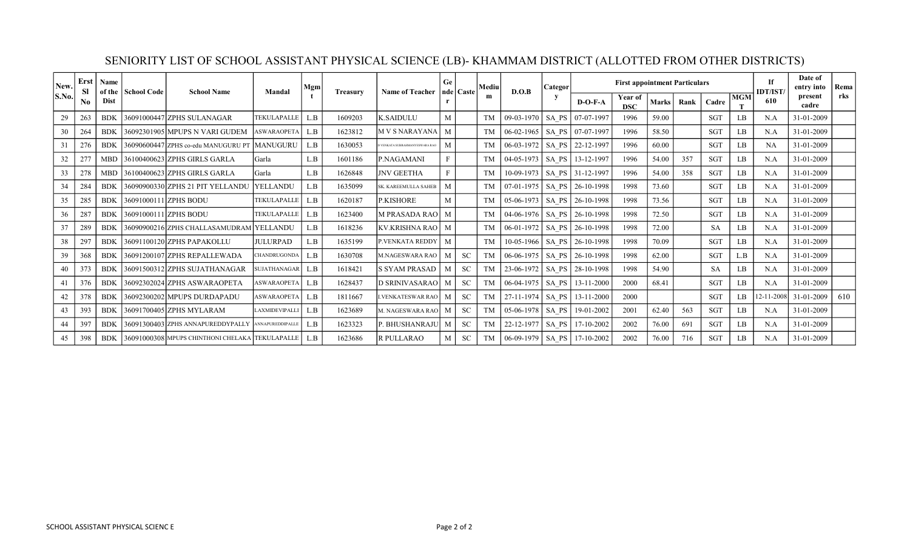# SENIORITY LIST OF SCHOOL ASSISTANT PHYSICAL SCIENCE (LB)- KHAMMAM DISTRICT (ALLOTTED FROM OTHER DISTRICTS)

| New. S.No. | Erst Sl No | Name of the Dist | School Code | School Name | Mandal | Mgmt | Treasury | Name of Teacher | Gender | Caste | Medium | D.O.B | Category | First appointment Particulars | | | | | | If IDT/IST/ 610 | Date of entry into present cadre | Remarks |
|---|---|---|---|---|---|---|---|---|---|---|---|---|---|---|---|---|---|---|---|---|---|---|
| | | | | | | | | | | | | | | D-O-F-A | Year of DSC | Marks | Rank | Cadre | MGMT | | | |
| 29 | 263 | BDK | 36091000447 | ZPHS SULANAGAR | TEKULAPALLE | L.B | 1609203 | K.SAIDULU | M | | TM | 09-03-1970 | SA_PS | 07-07-1997 | 1996 | 59.00 | | SGT | LB | N.A | 31-01-2009 | |
| 30 | 264 | BDK | 36092301905 | MPUPS N VARI GUDEM | ASWARAOPETA | L.B | 1623812 | M V S NARAYANA | M | | TM | 06-02-1965 | SA_PS | 07-07-1997 | 1996 | 58.50 | | SGT | LB | N.A | 31-01-2009 | |
| 31 | 276 | BDK | 36090600447 | ZPHS co-edu MANUGURU PT | MANUGURU | L.B | 1630053 | D VENKATA SUBRAHMANYESWARA RAO | M | | TM | 06-03-1972 | SA_PS | 22-12-1997 | 1996 | 60.00 | | SGT | LB | NA | 31-01-2009 | |
| 32 | 277 | MBD | 36100400623 | ZPHS GIRLS GARLA | Garla | L.B | 1601186 | P.NAGAMANI | F | | TM | 04-05-1973 | SA_PS | 13-12-1997 | 1996 | 54.00 | 357 | SGT | LB | N.A | 31-01-2009 | |
| 33 | 278 | MBD | 36100400623 | ZPHS GIRLS GARLA | Garla | L.B | 1626848 | JNV GEETHA | F | | TM | 10-09-1973 | SA_PS | 31-12-1997 | 1996 | 54.00 | 358 | SGT | LB | N.A | 31-01-2009 | |
| 34 | 284 | BDK | 36090900330 | ZPHS 21 PIT YELLANDU | YELLANDU | L.B | 1635099 | SK. KAREEMULLA SAHEB | M | | TM | 07-01-1975 | SA_PS | 26-10-1998 | 1998 | 73.60 | | SGT | LB | N.A | 31-01-2009 | |
| 35 | 285 | BDK | 36091000111 | ZPHS BODU | TEKULAPALLE | L.B | 1620187 | P.KISHORE | M | | TM | 05-06-1973 | SA_PS | 26-10-1998 | 1998 | 73.56 | | SGT | LB | N.A | 31-01-2009 | |
| 36 | 287 | BDK | 36091000111 | ZPHS BODU | TEKULAPALLE | L.B | 1623400 | M PRASADA RAO | M | | TM | 04-06-1976 | SA_PS | 26-10-1998 | 1998 | 72.50 | | SGT | LB | N.A | 31-01-2009 | |
| 37 | 289 | BDK | 36090900216 | ZPHS CHALLASAMUDRAM | YELLANDU | L.B | 1618236 | KV.KRISHNA RAO | M | | TM | 06-01-1972 | SA_PS | 26-10-1998 | 1998 | 72.00 | | SA | LB | N.A | 31-01-2009 | |
| 38 | 297 | BDK | 36091100120 | ZPHS PAPAKOLLU | JULURPAD | L.B | 1635199 | P.VENKATA REDDY | M | | TM | 10-05-1966 | SA_PS | 26-10-1998 | 1998 | 70.09 | | SGT | LB | N.A | 31-01-2009 | |
| 39 | 368 | BDK | 36091200107 | ZPHS REPALLEWADA | CHANDRUGONDA | L.B | 1630708 | M.NAGESWARA RAO | M | SC | TM | 06-06-1975 | SA_PS | 26-10-1998 | 1998 | 62.00 | | SGT | L.B | N.A | 31-01-2009 | |
| 40 | 373 | BDK | 36091500312 | ZPHS SUJATHANAGAR | SUJATHANAGAR | L.B | 1618421 | S SYAM PRASAD | M | SC | TM | 23-06-1972 | SA_PS | 28-10-1998 | 1998 | 54.90 | | SA | LB | N.A | 31-01-2009 | |
| 41 | 376 | BDK | 36092302024 | ZPHS ASWARAOPETA | ASWARAOPETA | L.B | 1628437 | D SRINIVASARAO | M | SC | TM | 06-04-1975 | SA_PS | 13-11-2000 | 2000 | 68.41 | | SGT | LB | N.A | 31-01-2009 | |
| 42 | 378 | BDK | 36092300202 | MPUPS DURDAPADU | ASWARAOPETA | L.B | 1811667 | I.VENKATESWAR RAO | M | SC | TM | 27-11-1974 | SA_PS | 13-11-2000 | 2000 | | | SGT | LB | 12-11-2008 | 31-01-2009 | 610 |
| 43 | 393 | BDK | 36091700405 | ZPHS MYLARAM | LAXMIDEVIPALLI | L.B | 1623689 | M. NAGESWARA RAO | M | SC | TM | 05-06-1978 | SA_PS | 19-01-2002 | 2001 | 62.40 | 563 | SGT | LB | N.A | 31-01-2009 | |
| 44 | 397 | BDK | 36091300403 | ZPHS ANNAPUREDDYPALLY | ANNAPUREDDIPALLE | L.B | 1623323 | P. BHUSHANRAJU | M | SC | TM | 22-12-1977 | SA_PS | 17-10-2002 | 2002 | 76.00 | 691 | SGT | LB | N.A | 31-01-2009 | |
| 45 | 398 | BDK | 36091000308 | MPUPS CHINTHONI CHELAKA | TEKULAPALLE | L.B | 1623686 | R PULLARAO | M | SC | TM | 06-09-1979 | SA_PS | 17-10-2002 | 2002 | 76.00 | 716 | SGT | LB | N.A | 31-01-2009 | |

SCHOOL ASSISTANT PHYSICAL SCIENC E